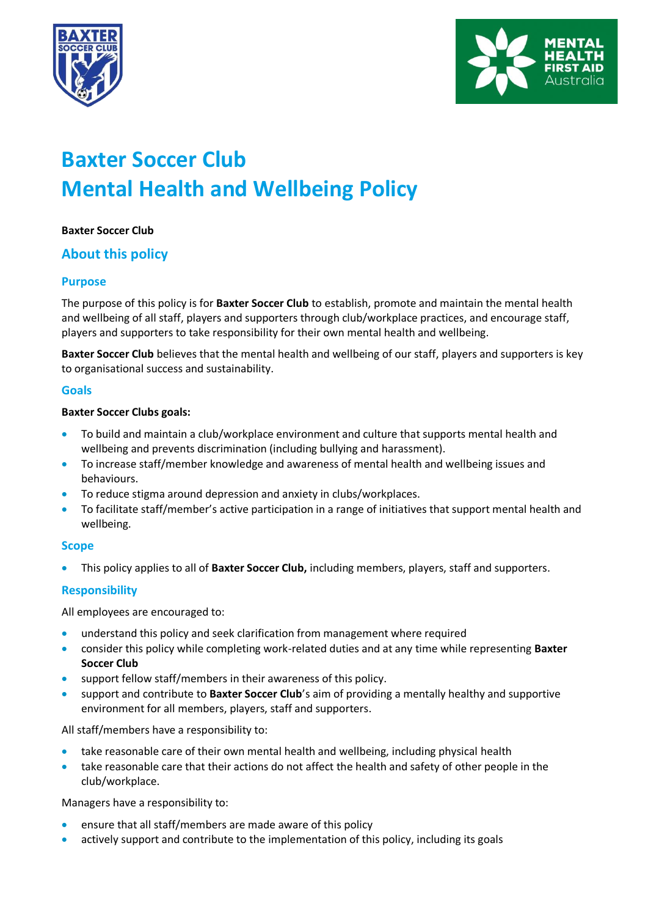# Baxter Soccer Club
# Mental Health and Wellbeing Policy

**Baxter Soccer Club**

## About this policy

### Purpose

The purpose of this policy is for **Baxter Soccer Club** to establish, promote and maintain the mental health and wellbeing of all staff, players and supporters through club/workplace practices, and encourage staff, players and supporters to take responsibility for their own mental health and wellbeing.

**Baxter Soccer Club** believes that the mental health and wellbeing of our staff, players and supporters is key to organisational success and sustainability.

### Goals

**Baxter Soccer Clubs goals:**

- To build and maintain a club/workplace environment and culture that supports mental health and wellbeing and prevents discrimination (including bullying and harassment).
- To increase staff/member knowledge and awareness of mental health and wellbeing issues and behaviours.
- To reduce stigma around depression and anxiety in clubs/workplaces.
- To facilitate staff/member's active participation in a range of initiatives that support mental health and wellbeing.

### Scope

- This policy applies to all of **Baxter Soccer Club,** including members, players, staff and supporters.

### Responsibility

All employees are encouraged to:

- understand this policy and seek clarification from management where required
- consider this policy while completing work-related duties and at any time while representing **Baxter Soccer Club**
- support fellow staff/members in their awareness of this policy.
- support and contribute to **Baxter Soccer Club**'s aim of providing a mentally healthy and supportive environment for all members, players, staff and supporters.

All staff/members have a responsibility to:

- take reasonable care of their own mental health and wellbeing, including physical health
- take reasonable care that their actions do not affect the health and safety of other people in the club/workplace.

Managers have a responsibility to:

- ensure that all staff/members are made aware of this policy
- actively support and contribute to the implementation of this policy, including its goals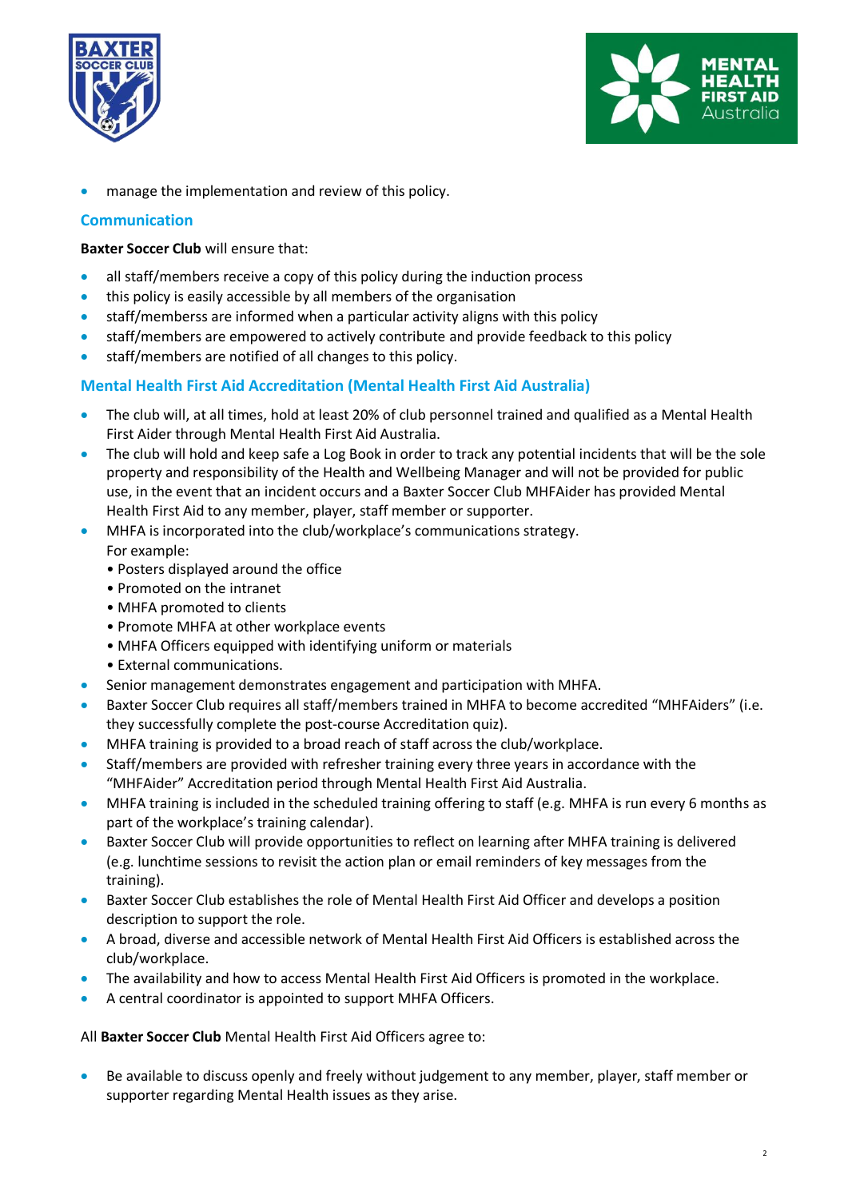- manage the implementation and review of this policy.

## Communication

**Baxter Soccer Club** will ensure that:

- all staff/members receive a copy of this policy during the induction process
- this policy is easily accessible by all members of the organisation
- staff/memberss are informed when a particular activity aligns with this policy
- staff/members are empowered to actively contribute and provide feedback to this policy
- staff/members are notified of all changes to this policy.

## Mental Health First Aid Accreditation (Mental Health First Aid Australia)

- The club will, at all times, hold at least 20% of club personnel trained and qualified as a Mental Health First Aider through Mental Health First Aid Australia.
- The club will hold and keep safe a Log Book in order to track any potential incidents that will be the sole property and responsibility of the Health and Wellbeing Manager and will not be provided for public use, in the event that an incident occurs and a Baxter Soccer Club MHFAider has provided Mental Health First Aid to any member, player, staff member or supporter.
- MHFA is incorporated into the club/workplace's communications strategy.
  For example:
  • Posters displayed around the office
  • Promoted on the intranet
  • MHFA promoted to clients
  • Promote MHFA at other workplace events
  • MHFA Officers equipped with identifying uniform or materials
  • External communications.
- Senior management demonstrates engagement and participation with MHFA.
- Baxter Soccer Club requires all staff/members trained in MHFA to become accredited "MHFAiders" (i.e. they successfully complete the post-course Accreditation quiz).
- MHFA training is provided to a broad reach of staff across the club/workplace.
- Staff/members are provided with refresher training every three years in accordance with the "MHFAider" Accreditation period through Mental Health First Aid Australia.
- MHFA training is included in the scheduled training offering to staff (e.g. MHFA is run every 6 months as part of the workplace's training calendar).
- Baxter Soccer Club will provide opportunities to reflect on learning after MHFA training is delivered (e.g. lunchtime sessions to revisit the action plan or email reminders of key messages from the training).
- Baxter Soccer Club establishes the role of Mental Health First Aid Officer and develops a position description to support the role.
- A broad, diverse and accessible network of Mental Health First Aid Officers is established across the club/workplace.
- The availability and how to access Mental Health First Aid Officers is promoted in the workplace.
- A central coordinator is appointed to support MHFA Officers.

All **Baxter Soccer Club** Mental Health First Aid Officers agree to:

- Be available to discuss openly and freely without judgement to any member, player, staff member or supporter regarding Mental Health issues as they arise.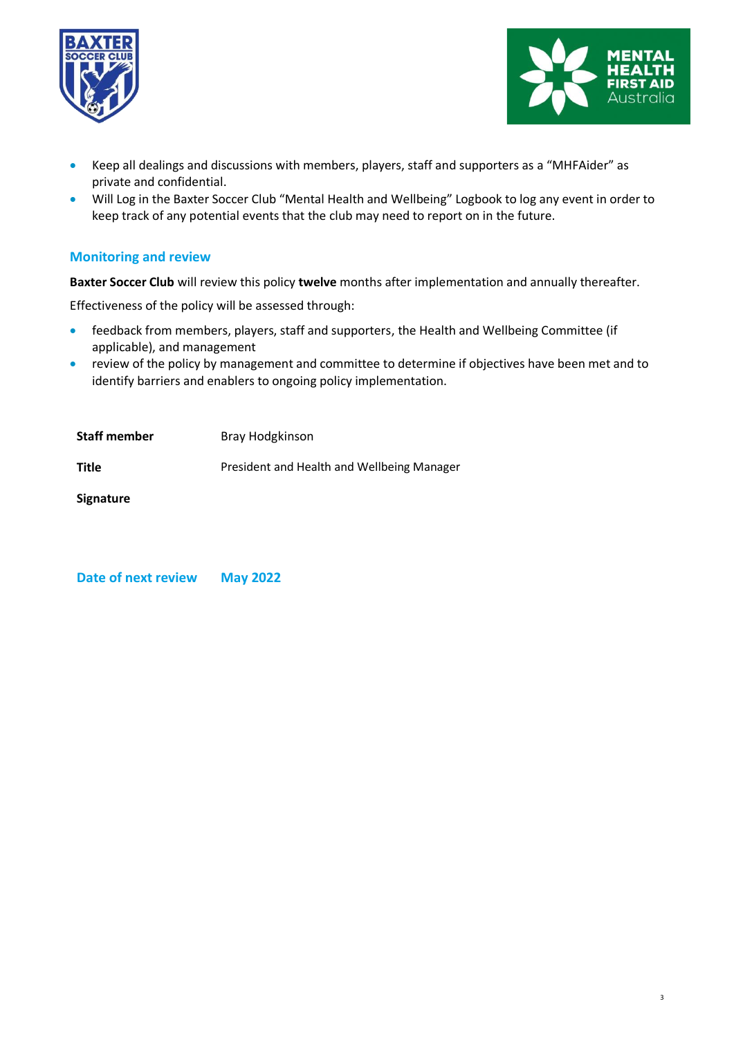- Keep all dealings and discussions with members, players, staff and supporters as a "MHFAider" as private and confidential.
- Will Log in the Baxter Soccer Club "Mental Health and Wellbeing" Logbook to log any event in order to keep track of any potential events that the club may need to report on in the future.

## Monitoring and review

**Baxter Soccer Club** will review this policy **twelve** months after implementation and annually thereafter.

Effectiveness of the policy will be assessed through:

- feedback from members, players, staff and supporters, the Health and Wellbeing Committee (if applicable), and management
- review of the policy by management and committee to determine if objectives have been met and to identify barriers and enablers to ongoing policy implementation.

| | |
|---|---|
| **Staff member** | Bray Hodgkinson |
| **Title** | President and Health and Wellbeing Manager |
| **Signature** | |

**Date of next review** **May 2022**